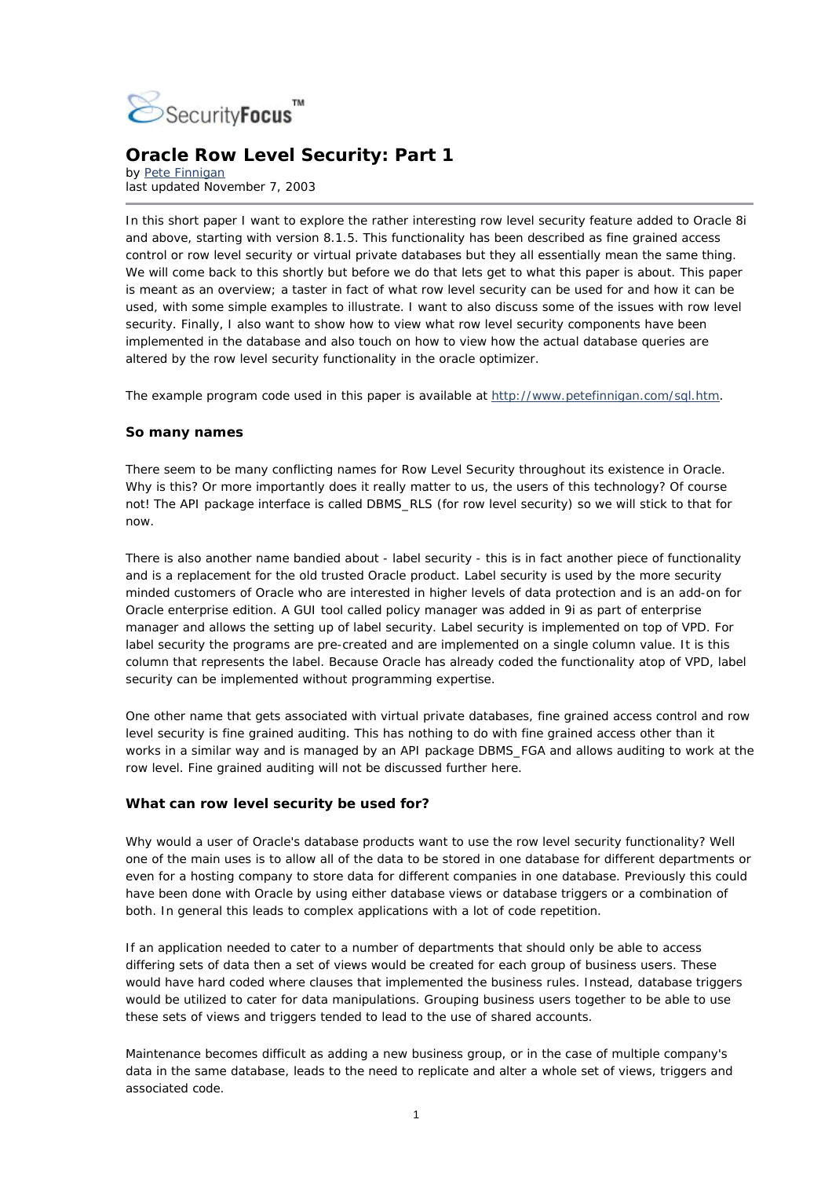SecurityFocus™

# Oracle Row Level Security: Part 1

by [Pete Finnigan](#)
last updated November 7, 2003

In this short paper I want to explore the rather interesting row level security feature added to Oracle 8i and above, starting with version 8.1.5. This functionality has been described as fine grained access control or row level security or virtual private databases but they all essentially mean the same thing. We will come back to this shortly but before we do that lets get to what this paper is about. This paper is meant as an overview; a taster in fact of what row level security can be used for and how it can be used, with some simple examples to illustrate. I want to also discuss some of the issues with row level security. Finally, I also want to show how to view what row level security components have been implemented in the database and also touch on how to view how the actual database queries are altered by the row level security functionality in the oracle optimizer.

The example program code used in this paper is available at [http://www.petefinnigan.com/sql.htm](http://www.petefinnigan.com/sql.htm).

### So many names

There seem to be many conflicting names for Row Level Security throughout its existence in Oracle. Why is this? Or more importantly does it really matter to us, the users of this technology? Of course not! The API package interface is called DBMS_RLS (for row level security) so we will stick to that for now.

There is also another name bandied about - label security - this is in fact another piece of functionality and is a replacement for the old trusted Oracle product. Label security is used by the more security minded customers of Oracle who are interested in higher levels of data protection and is an add-on for Oracle enterprise edition. A GUI tool called policy manager was added in 9i as part of enterprise manager and allows the setting up of label security. Label security is implemented on top of VPD. For label security the programs are pre-created and are implemented on a single column value. It is this column that represents the label. Because Oracle has already coded the functionality atop of VPD, label security can be implemented without programming expertise.

One other name that gets associated with virtual private databases, fine grained access control and row level security is fine grained auditing. This has nothing to do with fine grained access other than it works in a similar way and is managed by an API package DBMS_FGA and allows auditing to work at the row level. Fine grained auditing will not be discussed further here.

### What can row level security be used for?

Why would a user of Oracle's database products want to use the row level security functionality? Well one of the main uses is to allow all of the data to be stored in one database for different departments or even for a hosting company to store data for different companies in one database. Previously this could have been done with Oracle by using either database views or database triggers or a combination of both. In general this leads to complex applications with a lot of code repetition.

If an application needed to cater to a number of departments that should only be able to access differing sets of data then a set of views would be created for each group of business users. These would have hard coded where clauses that implemented the business rules. Instead, database triggers would be utilized to cater for data manipulations. Grouping business users together to be able to use these sets of views and triggers tended to lead to the use of shared accounts.

Maintenance becomes difficult as adding a new business group, or in the case of multiple company's data in the same database, leads to the need to replicate and alter a whole set of views, triggers and associated code.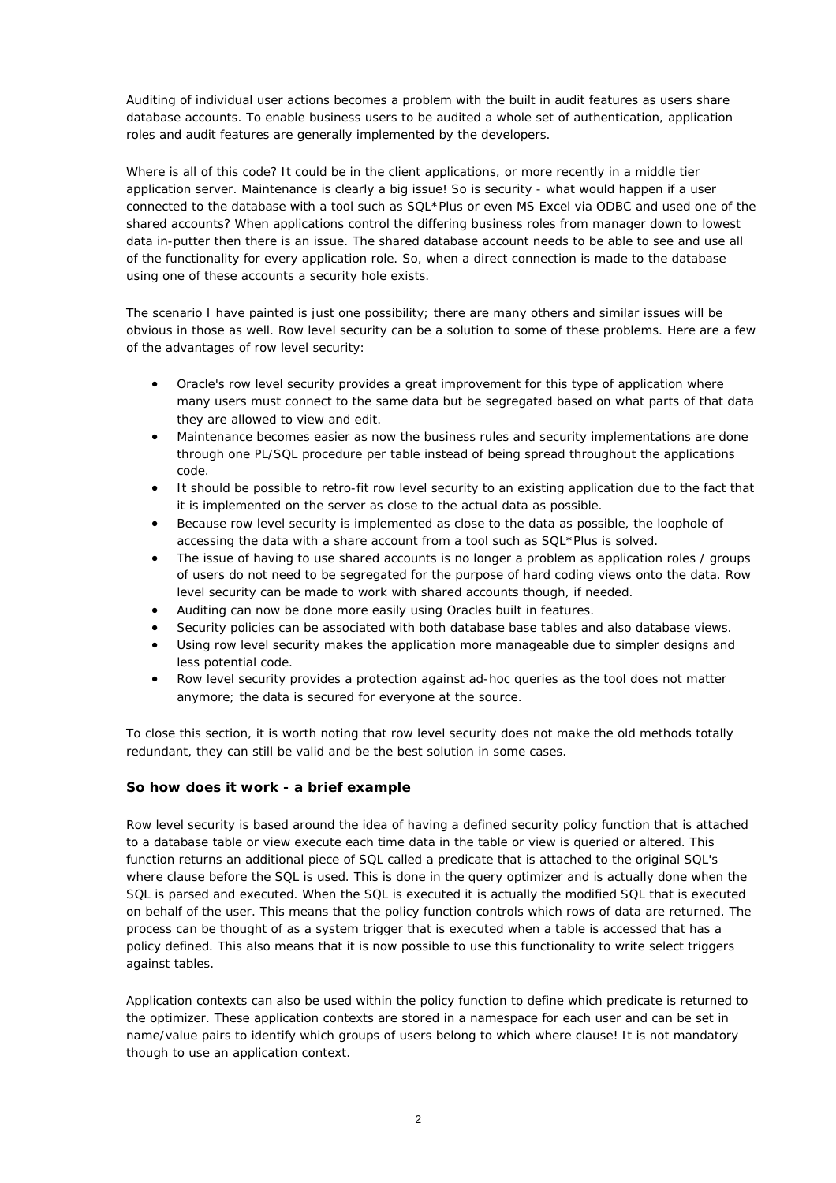Auditing of individual user actions becomes a problem with the built in audit features as users share database accounts. To enable business users to be audited a whole set of authentication, application roles and audit features are generally implemented by the developers.

Where is all of this code? It could be in the client applications, or more recently in a middle tier application server. Maintenance is clearly a big issue! So is security - what would happen if a user connected to the database with a tool such as SQL*Plus or even MS Excel via ODBC and used one of the shared accounts? When applications control the differing business roles from manager down to lowest data in-putter then there is an issue. The shared database account needs to be able to see and use all of the functionality for every application role. So, when a direct connection is made to the database using one of these accounts a security hole exists.

The scenario I have painted is just one possibility; there are many others and similar issues will be obvious in those as well. Row level security can be a solution to some of these problems. Here are a few of the advantages of row level security:

- Oracle's row level security provides a great improvement for this type of application where many users must connect to the same data but be segregated based on what parts of that data they are allowed to view and edit.
- Maintenance becomes easier as now the business rules and security implementations are done through one PL/SQL procedure per table instead of being spread throughout the applications code.
- It should be possible to retro-fit row level security to an existing application due to the fact that it is implemented on the server as close to the actual data as possible.
- Because row level security is implemented as close to the data as possible, the loophole of accessing the data with a share account from a tool such as SQL*Plus is solved.
- The issue of having to use shared accounts is no longer a problem as application roles / groups of users do not need to be segregated for the purpose of hard coding views onto the data. Row level security can be made to work with shared accounts though, if needed.
- Auditing can now be done more easily using Oracles built in features.
- Security policies can be associated with both database base tables and also database views.
- Using row level security makes the application more manageable due to simpler designs and less potential code.
- Row level security provides a protection against ad-hoc queries as the tool does not matter anymore; the data is secured for everyone at the source.

To close this section, it is worth noting that row level security does not make the old methods totally redundant, they can still be valid and be the best solution in some cases.

### So how does it work - a brief example

Row level security is based around the idea of having a defined security policy function that is attached to a database table or view execute each time data in the table or view is queried or altered. This function returns an additional piece of SQL called a predicate that is attached to the original SQL's where clause before the SQL is used. This is done in the query optimizer and is actually done when the SQL is parsed and executed. When the SQL is executed it is actually the modified SQL that is executed on behalf of the user. This means that the policy function controls which rows of data are returned. The process can be thought of as a system trigger that is executed when a table is accessed that has a policy defined. This also means that it is now possible to use this functionality to write select triggers against tables.

Application contexts can also be used within the policy function to define which predicate is returned to the optimizer. These application contexts are stored in a namespace for each user and can be set in name/value pairs to identify which groups of users belong to which where clause! It is not mandatory though to use an application context.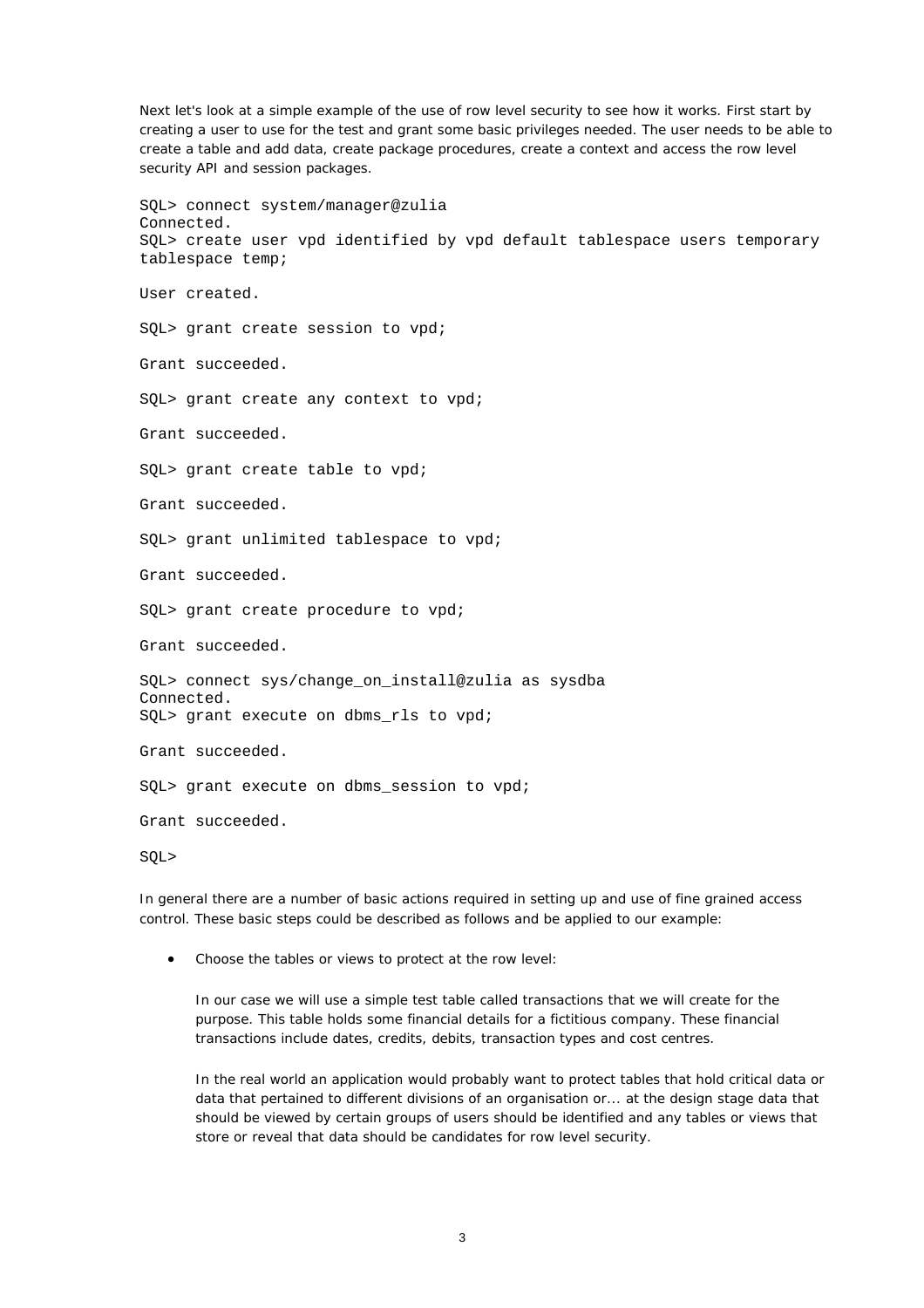Next let's look at a simple example of the use of row level security to see how it works. First start by creating a user to use for the test and grant some basic privileges needed. The user needs to be able to create a table and add data, create package procedures, create a context and access the row level security API and session packages.

```
SQL> connect system/manager@zulia
Connected.
SQL> create user vpd identified by vpd default tablespace users temporary
tablespace temp;

User created.

SQL> grant create session to vpd;

Grant succeeded.

SQL> grant create any context to vpd;

Grant succeeded.

SQL> grant create table to vpd;

Grant succeeded.

SQL> grant unlimited tablespace to vpd;

Grant succeeded.

SQL> grant create procedure to vpd;

Grant succeeded.

SQL> connect sys/change_on_install@zulia as sysdba
Connected.
SQL> grant execute on dbms_rls to vpd;

Grant succeeded.

SQL> grant execute on dbms_session to vpd;

Grant succeeded.

SQL>
```

In general there are a number of basic actions required in setting up and use of fine grained access control. These basic steps could be described as follows and be applied to our example:

- Choose the tables or views to protect at the row level:

  In our case we will use a simple test table called transactions that we will create for the purpose. This table holds some financial details for a fictitious company. These financial transactions include dates, credits, debits, transaction types and cost centres.

  In the real world an application would probably want to protect tables that hold critical data or data that pertained to different divisions of an organisation or... at the design stage data that should be viewed by certain groups of users should be identified and any tables or views that store or reveal that data should be candidates for row level security.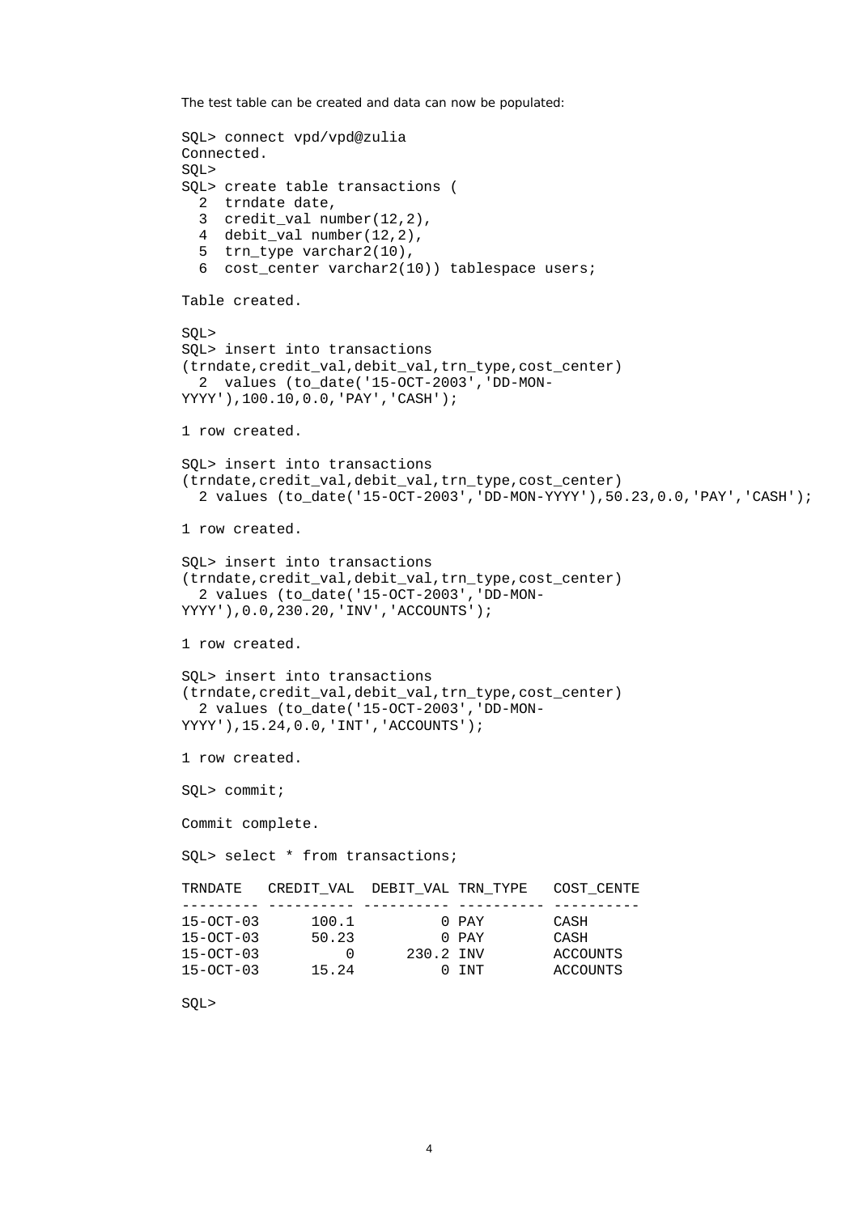The test table can be created and data can now be populated:

```
SQL> connect vpd/vpd@zulia
Connected.
SQL>
SQL> create table transactions (
  2  trndate date,
  3  credit_val number(12,2),
  4  debit_val number(12,2),
  5  trn_type varchar2(10),
  6  cost_center varchar2(10)) tablespace users;

Table created.

SQL>
SQL> insert into transactions
(trndate,credit_val,debit_val,trn_type,cost_center)
  2  values (to_date('15-OCT-2003','DD-MON-
YYYY'),100.10,0.0,'PAY','CASH');

1 row created.

SQL> insert into transactions
(trndate,credit_val,debit_val,trn_type,cost_center)
  2 values (to_date('15-OCT-2003','DD-MON-YYYY'),50.23,0.0,'PAY','CASH');

1 row created.

SQL> insert into transactions
(trndate,credit_val,debit_val,trn_type,cost_center)
  2 values (to_date('15-OCT-2003','DD-MON-
YYYY'),0.0,230.20,'INV','ACCOUNTS');

1 row created.

SQL> insert into transactions
(trndate,credit_val,debit_val,trn_type,cost_center)
  2 values (to_date('15-OCT-2003','DD-MON-
YYYY'),15.24,0.0,'INT','ACCOUNTS');

1 row created.

SQL> commit;

Commit complete.

SQL> select * from transactions;

TRNDATE   CREDIT_VAL  DEBIT_VAL TRN_TYPE   COST_CENTE
--------- ---------- ---------- ---------- ----------
15-OCT-03      100.1          0 PAY        CASH
15-OCT-03      50.23          0 PAY        CASH
15-OCT-03          0      230.2 INV        ACCOUNTS
15-OCT-03      15.24          0 INT        ACCOUNTS

SQL>
```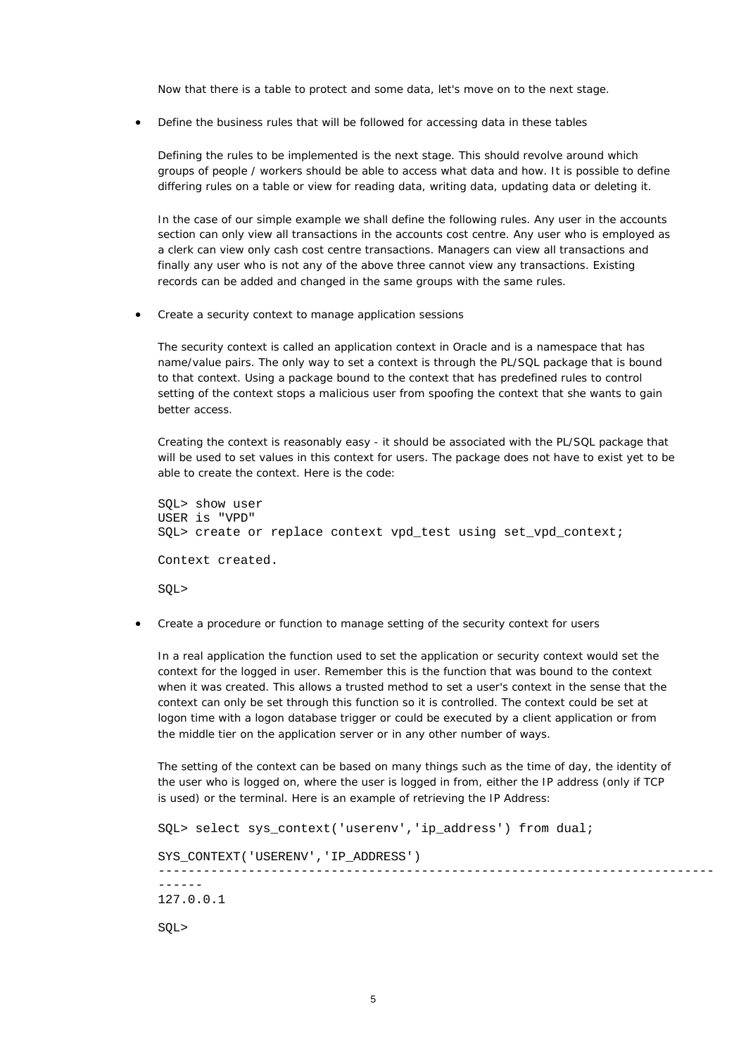Now that there is a table to protect and some data, let's move on to the next stage.

- Define the business rules that will be followed for accessing data in these tables

  Defining the rules to be implemented is the next stage. This should revolve around which groups of people / workers should be able to access what data and how. It is possible to define differing rules on a table or view for reading data, writing data, updating data or deleting it.

  In the case of our simple example we shall define the following rules. Any user in the accounts section can only view all transactions in the accounts cost centre. Any user who is employed as a clerk can view only cash cost centre transactions. Managers can view all transactions and finally any user who is not any of the above three cannot view any transactions. Existing records can be added and changed in the same groups with the same rules.

- Create a security context to manage application sessions

  The security context is called an application context in Oracle and is a namespace that has name/value pairs. The only way to set a context is through the PL/SQL package that is bound to that context. Using a package bound to the context that has predefined rules to control setting of the context stops a malicious user from spoofing the context that she wants to gain better access.

  Creating the context is reasonably easy - it should be associated with the PL/SQL package that will be used to set values in this context for users. The package does not have to exist yet to be able to create the context. Here is the code:

```
SQL> show user
USER is "VPD"
SQL> create or replace context vpd_test using set_vpd_context;

Context created.

SQL>
```

- Create a procedure or function to manage setting of the security context for users

  In a real application the function used to set the application or security context would set the context for the logged in user. Remember this is the function that was bound to the context when it was created. This allows a trusted method to set a user's context in the sense that the context can only be set through this function so it is controlled. The context could be set at logon time with a logon database trigger or could be executed by a client application or from the middle tier on the application server or in any other number of ways.

  The setting of the context can be based on many things such as the time of day, the identity of the user who is logged on, where the user is logged in from, either the IP address (only if TCP is used) or the terminal. Here is an example of retrieving the IP Address:

```
SQL> select sys_context('userenv','ip_address') from dual;

SYS_CONTEXT('USERENV','IP_ADDRESS')
--------------------------------------------------------------------------
------
127.0.0.1

SQL>
```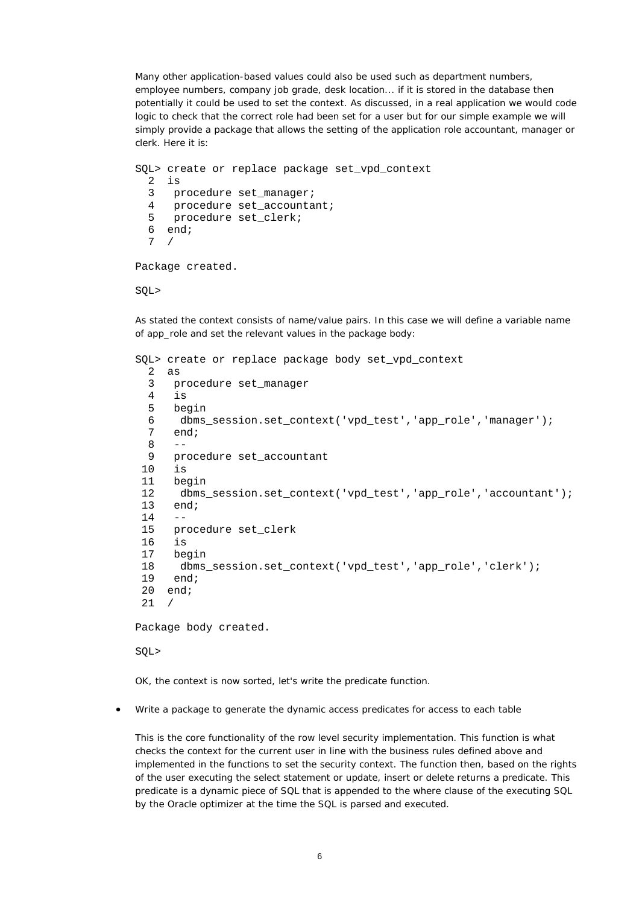Many other application-based values could also be used such as department numbers, employee numbers, company job grade, desk location... if it is stored in the database then potentially it could be used to set the context. As discussed, in a real application we would code logic to check that the correct role had been set for a user but for our simple example we will simply provide a package that allows the setting of the application role accountant, manager or clerk. Here it is:

```
SQL> create or replace package set_vpd_context
  2  is
  3   procedure set_manager;
  4   procedure set_accountant;
  5   procedure set_clerk;
  6  end;
  7  /

Package created.

SQL>
```

As stated the context consists of name/value pairs. In this case we will define a variable name of app_role and set the relevant values in the package body:

```
SQL> create or replace package body set_vpd_context
  2  as
  3   procedure set_manager
  4   is
  5   begin
  6    dbms_session.set_context('vpd_test','app_role','manager');
  7   end;
  8   --
  9   procedure set_accountant
 10   is
 11   begin
 12    dbms_session.set_context('vpd_test','app_role','accountant');
 13   end;
 14   --
 15   procedure set_clerk
 16   is
 17   begin
 18    dbms_session.set_context('vpd_test','app_role','clerk');
 19   end;
 20  end;
 21  /

Package body created.

SQL>
```

OK, the context is now sorted, let's write the predicate function.

- Write a package to generate the dynamic access predicates for access to each table

  This is the core functionality of the row level security implementation. This function is what checks the context for the current user in line with the business rules defined above and implemented in the functions to set the security context. The function then, based on the rights of the user executing the select statement or update, insert or delete returns a predicate. This predicate is a dynamic piece of SQL that is appended to the where clause of the executing SQL by the Oracle optimizer at the time the SQL is parsed and executed.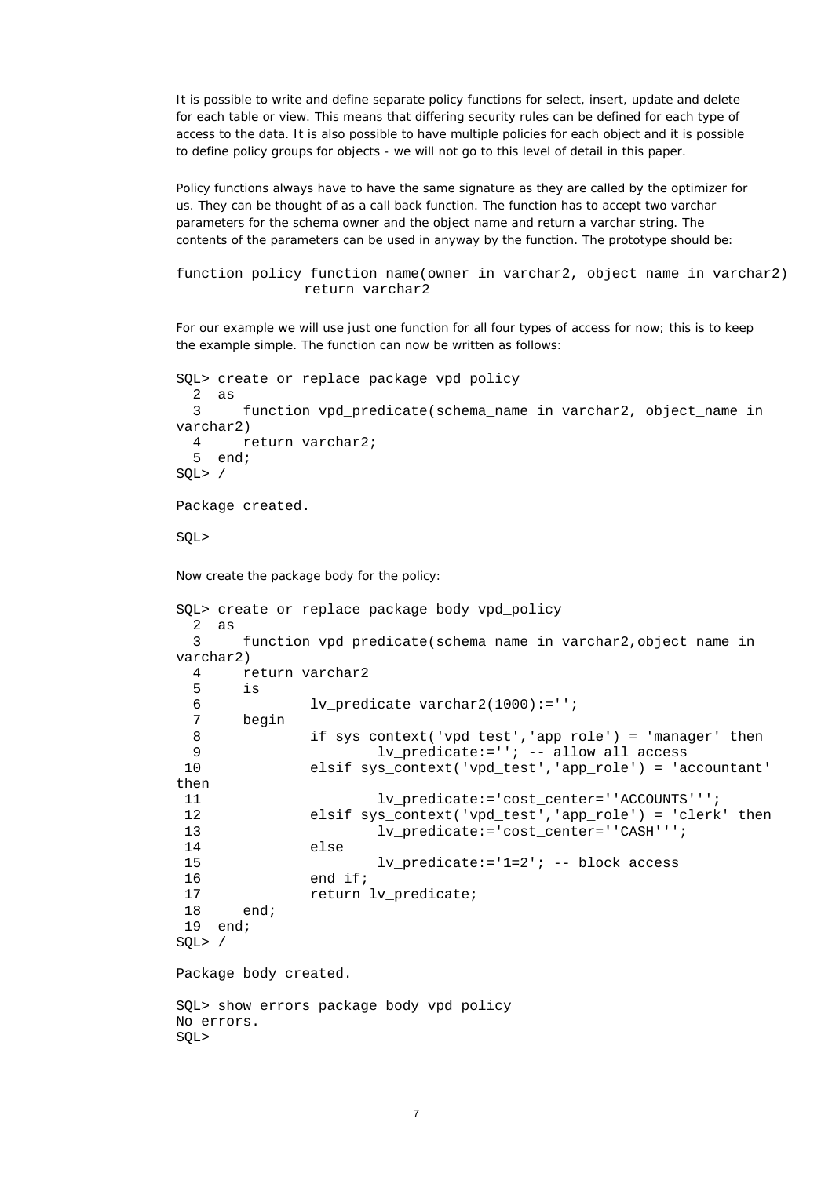It is possible to write and define separate policy functions for select, insert, update and delete for each table or view. This means that differing security rules can be defined for each type of access to the data. It is also possible to have multiple policies for each object and it is possible to define policy groups for objects - we will not go to this level of detail in this paper.

Policy functions always have to have the same signature as they are called by the optimizer for us. They can be thought of as a call back function. The function has to accept two varchar parameters for the schema owner and the object name and return a varchar string. The contents of the parameters can be used in anyway by the function. The prototype should be:

```
function policy_function_name(owner in varchar2, object_name in varchar2)
               return varchar2
```

For our example we will use just one function for all four types of access for now; this is to keep the example simple. The function can now be written as follows:

```
SQL> create or replace package vpd_policy
  2  as
  3     function vpd_predicate(schema_name in varchar2, object_name in
varchar2)
  4     return varchar2;
  5  end;
SQL> /

Package created.

SQL>
```

Now create the package body for the policy:

```
SQL> create or replace package body vpd_policy
  2  as
  3     function vpd_predicate(schema_name in varchar2,object_name in
varchar2)
  4     return varchar2
  5     is
  6             lv_predicate varchar2(1000):='';
  7     begin
  8             if sys_context('vpd_test','app_role') = 'manager' then
  9                     lv_predicate:=''; -- allow all access
 10             elsif sys_context('vpd_test','app_role') = 'accountant'
then
 11                     lv_predicate:='cost_center=''ACCOUNTS''';
 12             elsif sys_context('vpd_test','app_role') = 'clerk' then
 13                     lv_predicate:='cost_center=''CASH''';
 14             else
 15                     lv_predicate:='1=2'; -- block access
 16             end if;
 17             return lv_predicate;
 18     end;
 19  end;
SQL> /

Package body created.

SQL> show errors package body vpd_policy
No errors.
SQL>
```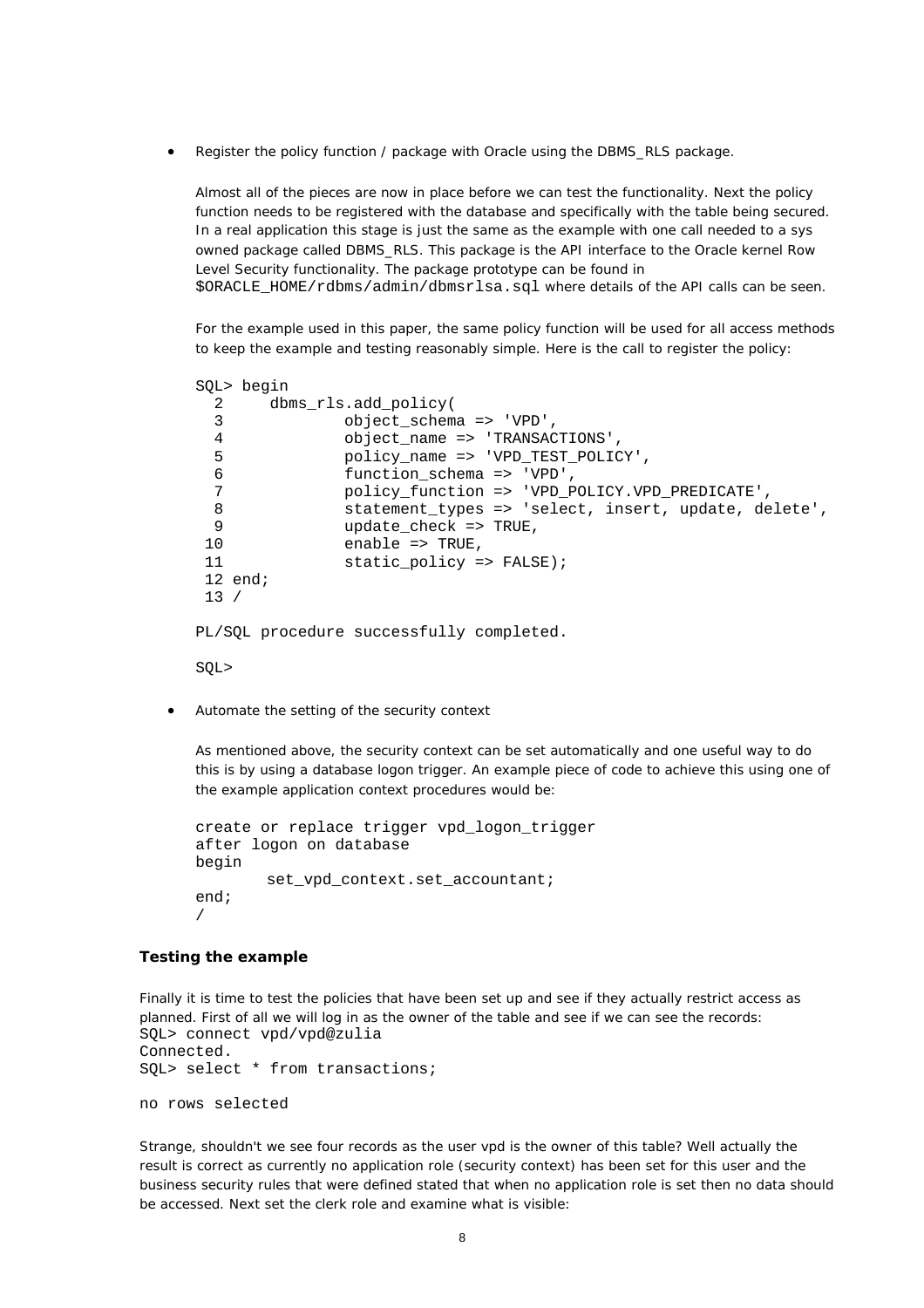- Register the policy function / package with Oracle using the DBMS_RLS package.

  Almost all of the pieces are now in place before we can test the functionality. Next the policy function needs to be registered with the database and specifically with the table being secured. In a real application this stage is just the same as the example with one call needed to a sys owned package called DBMS_RLS. This package is the API interface to the Oracle kernel Row Level Security functionality. The package prototype can be found in `$ORACLE_HOME/rdbms/admin/dbmsrlsa.sql` where details of the API calls can be seen.

  For the example used in this paper, the same policy function will be used for all access methods to keep the example and testing reasonably simple. Here is the call to register the policy:

```
SQL> begin
  2     dbms_rls.add_policy(
  3             object_schema => 'VPD',
  4             object_name => 'TRANSACTIONS',
  5             policy_name => 'VPD_TEST_POLICY',
  6             function_schema => 'VPD',
  7             policy_function => 'VPD_POLICY.VPD_PREDICATE',
  8             statement_types => 'select, insert, update, delete',
  9             update_check => TRUE,
 10             enable => TRUE,
 11             static_policy => FALSE);
 12 end;
 13 /

PL/SQL procedure successfully completed.

SQL>
```

- Automate the setting of the security context

  As mentioned above, the security context can be set automatically and one useful way to do this is by using a database logon trigger. An example piece of code to achieve this using one of the example application context procedures would be:

```
create or replace trigger vpd_logon_trigger
after logon on database
begin
        set_vpd_context.set_accountant;
end;
/
```

### Testing the example

Finally it is time to test the policies that have been set up and see if they actually restrict access as planned. First of all we will log in as the owner of the table and see if we can see the records:

```
SQL> connect vpd/vpd@zulia
Connected.
SQL> select * from transactions;

no rows selected
```

Strange, shouldn't we see four records as the user vpd is the owner of this table? Well actually the result is correct as currently no application role (security context) has been set for this user and the business security rules that were defined stated that when no application role is set then no data should be accessed. Next set the clerk role and examine what is visible: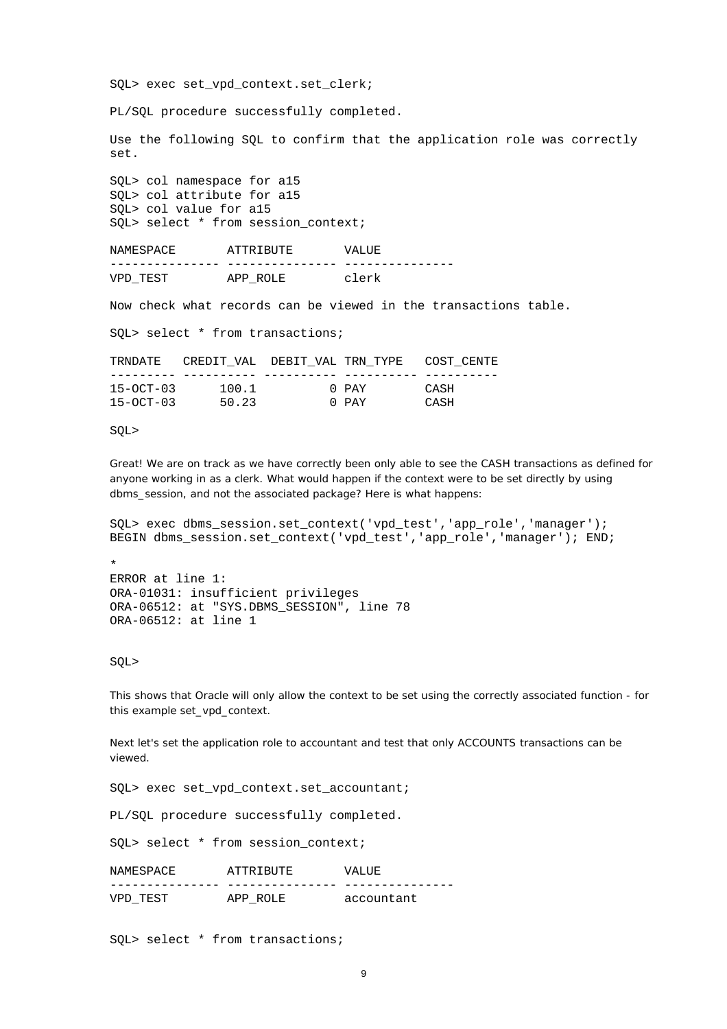```
SQL> exec set_vpd_context.set_clerk;

PL/SQL procedure successfully completed.
```

Use the following SQL to confirm that the application role was correctly set.

```
SQL> col namespace for a15
SQL> col attribute for a15
SQL> col value for a15
SQL> select * from session_context;

NAMESPACE       ATTRIBUTE       VALUE
--------------- --------------- ---------------
VPD_TEST        APP_ROLE        clerk
```

Now check what records can be viewed in the transactions table.

```
SQL> select * from transactions;

TRNDATE   CREDIT_VAL  DEBIT_VAL TRN_TYPE   COST_CENTE
--------- ---------- ---------- ---------- ----------
15-OCT-03      100.1          0 PAY        CASH
15-OCT-03      50.23          0 PAY        CASH

SQL>
```

Great! We are on track as we have correctly been only able to see the CASH transactions as defined for anyone working in as a clerk. What would happen if the context were to be set directly by using dbms_session, and not the associated package? Here is what happens:

```
SQL> exec dbms_session.set_context('vpd_test','app_role','manager');
BEGIN dbms_session.set_context('vpd_test','app_role','manager'); END;

*
ERROR at line 1:
ORA-01031: insufficient privileges
ORA-06512: at "SYS.DBMS_SESSION", line 78
ORA-06512: at line 1


SQL>
```

This shows that Oracle will only allow the context to be set using the correctly associated function - for this example set_vpd_context.

Next let's set the application role to accountant and test that only ACCOUNTS transactions can be viewed.

```
SQL> exec set_vpd_context.set_accountant;

PL/SQL procedure successfully completed.

SQL> select * from session_context;

NAMESPACE       ATTRIBUTE       VALUE
--------------- --------------- ---------------
VPD_TEST        APP_ROLE        accountant


SQL> select * from transactions;
```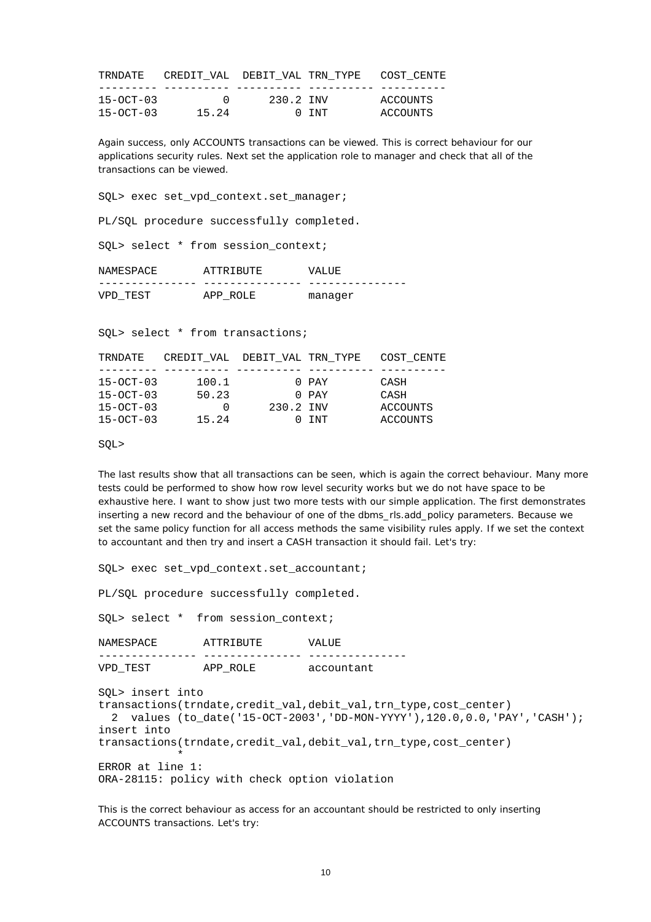```
TRNDATE   CREDIT_VAL  DEBIT_VAL TRN_TYPE   COST_CENTE
--------- ---------- ---------- ---------- ----------
15-OCT-03          0      230.2 INV        ACCOUNTS
15-OCT-03      15.24          0 INT        ACCOUNTS
```

Again success, only ACCOUNTS transactions can be viewed. This is correct behaviour for our applications security rules. Next set the application role to manager and check that all of the transactions can be viewed.

```
SQL> exec set_vpd_context.set_manager;

PL/SQL procedure successfully completed.

SQL> select * from session_context;

NAMESPACE       ATTRIBUTE       VALUE
--------------- --------------- ---------------
VPD_TEST        APP_ROLE        manager


SQL> select * from transactions;

TRNDATE   CREDIT_VAL  DEBIT_VAL TRN_TYPE   COST_CENTE
--------- ---------- ---------- ---------- ----------
15-OCT-03      100.1          0 PAY        CASH
15-OCT-03      50.23          0 PAY        CASH
15-OCT-03          0      230.2 INV        ACCOUNTS
15-OCT-03      15.24          0 INT        ACCOUNTS

SQL>
```

The last results show that all transactions can be seen, which is again the correct behaviour. Many more tests could be performed to show how row level security works but we do not have space to be exhaustive here. I want to show just two more tests with our simple application. The first demonstrates inserting a new record and the behaviour of one of the dbms_rls.add_policy parameters. Because we set the same policy function for all access methods the same visibility rules apply. If we set the context to accountant and then try and insert a CASH transaction it should fail. Let's try:

```
SQL> exec set_vpd_context.set_accountant;

PL/SQL procedure successfully completed.

SQL> select *  from session_context;

NAMESPACE       ATTRIBUTE       VALUE
--------------- --------------- ---------------
VPD_TEST        APP_ROLE        accountant

SQL> insert into
transactions(trndate,credit_val,debit_val,trn_type,cost_center)
  2  values (to_date('15-OCT-2003','DD-MON-YYYY'),120.0,0.0,'PAY','CASH');
insert into
transactions(trndate,credit_val,debit_val,trn_type,cost_center)
            *
ERROR at line 1:
ORA-28115: policy with check option violation
```

This is the correct behaviour as access for an accountant should be restricted to only inserting ACCOUNTS transactions. Let's try: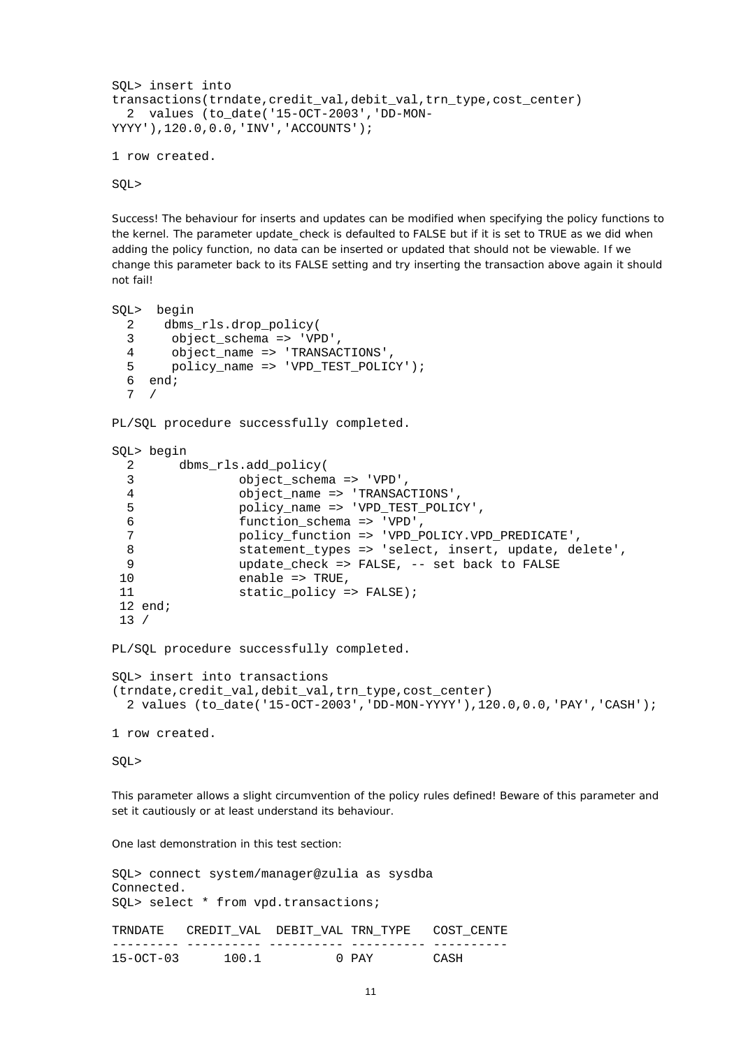```
SQL> insert into
transactions(trndate,credit_val,debit_val,trn_type,cost_center)
  2  values (to_date('15-OCT-2003','DD-MON-
YYYY'),120.0,0.0,'INV','ACCOUNTS');

1 row created.

SQL>
```

Success! The behaviour for inserts and updates can be modified when specifying the policy functions to the kernel. The parameter update_check is defaulted to FALSE but if it is set to TRUE as we did when adding the policy function, no data can be inserted or updated that should not be viewable. If we change this parameter back to its FALSE setting and try inserting the transaction above again it should not fail!

```
SQL>  begin
  2    dbms_rls.drop_policy(
  3     object_schema => 'VPD',
  4     object_name => 'TRANSACTIONS',
  5     policy_name => 'VPD_TEST_POLICY');
  6  end;
  7  /

PL/SQL procedure successfully completed.

SQL> begin
  2      dbms_rls.add_policy(
  3             object_schema => 'VPD',
  4             object_name => 'TRANSACTIONS',
  5             policy_name => 'VPD_TEST_POLICY',
  6             function_schema => 'VPD',
  7             policy_function => 'VPD_POLICY.VPD_PREDICATE',
  8             statement_types => 'select, insert, update, delete',
  9             update_check => FALSE, -- set back to FALSE
 10             enable => TRUE,
 11             static_policy => FALSE);
 12 end;
 13 /

PL/SQL procedure successfully completed.

SQL> insert into transactions
(trndate,credit_val,debit_val,trn_type,cost_center)
  2 values (to_date('15-OCT-2003','DD-MON-YYYY'),120.0,0.0,'PAY','CASH');

1 row created.

SQL>
```

This parameter allows a slight circumvention of the policy rules defined! Beware of this parameter and set it cautiously or at least understand its behaviour.

One last demonstration in this test section:

```
SQL> connect system/manager@zulia as sysdba
Connected.
SQL> select * from vpd.transactions;

TRNDATE   CREDIT_VAL  DEBIT_VAL TRN_TYPE   COST_CENTE
--------- ---------- ---------- ---------- ----------
15-OCT-03      100.1          0 PAY        CASH
```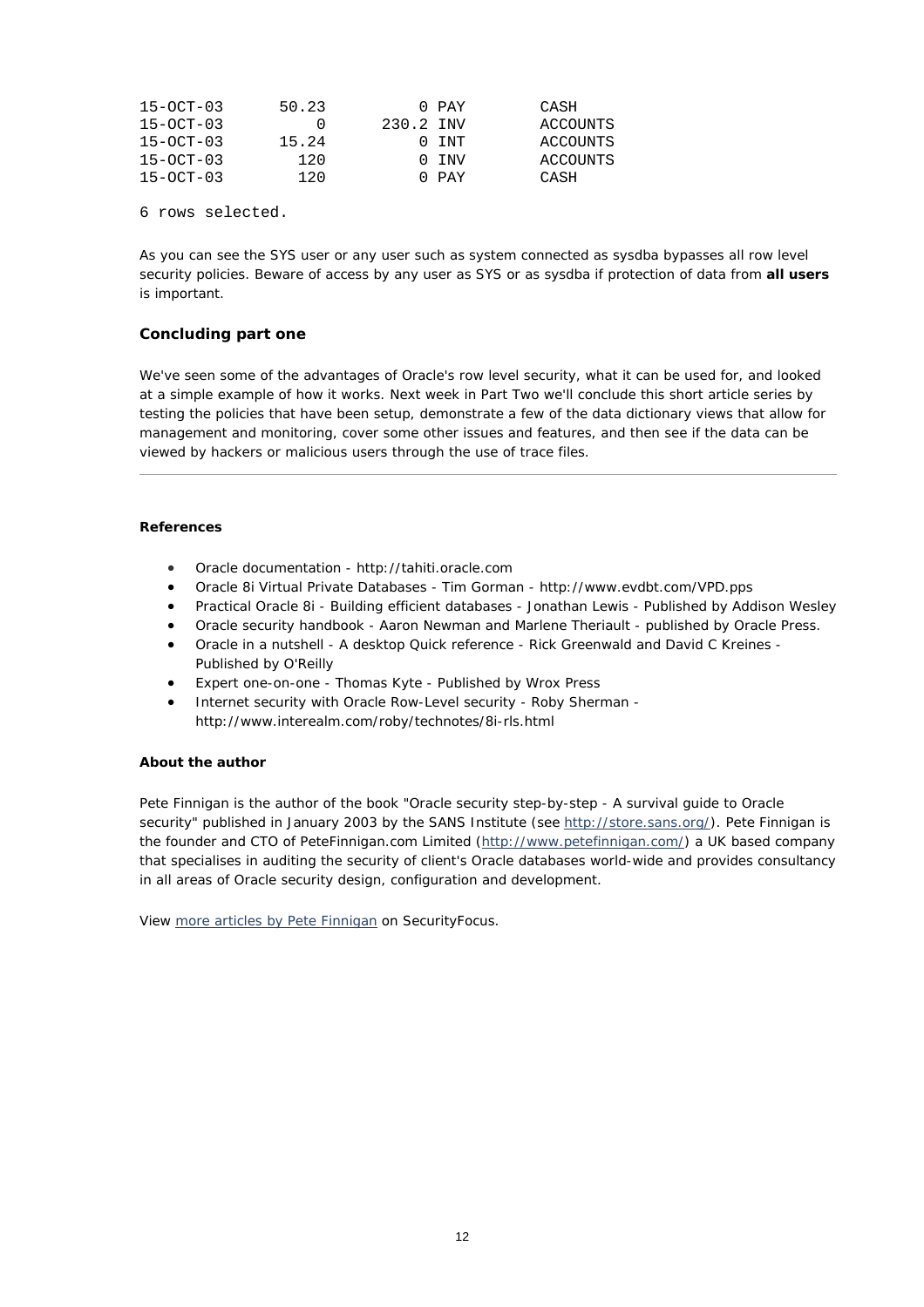```
15-OCT-03      50.23          0 PAY       CASH
15-OCT-03          0      230.2 INV       ACCOUNTS
15-OCT-03      15.24          0 INT       ACCOUNTS
15-OCT-03        120          0 INV       ACCOUNTS
15-OCT-03        120          0 PAY       CASH

6 rows selected.
```

As you can see the SYS user or any user such as system connected as sysdba bypasses all row level security policies. Beware of access by any user as SYS or as sysdba if protection of data from **all users** is important.

### Concluding part one

We've seen some of the advantages of Oracle's row level security, what it can be used for, and looked at a simple example of how it works. Next week in Part Two we'll conclude this short article series by testing the policies that have been setup, demonstrate a few of the data dictionary views that allow for management and monitoring, cover some other issues and features, and then see if the data can be viewed by hackers or malicious users through the use of trace files.

---

**References**

- Oracle documentation - http://tahiti.oracle.com
- Oracle 8i Virtual Private Databases - Tim Gorman - http://www.evdbt.com/VPD.pps
- Practical Oracle 8i - Building efficient databases - Jonathan Lewis - Published by Addison Wesley
- Oracle security handbook - Aaron Newman and Marlene Theriault - published by Oracle Press.
- Oracle in a nutshell - A desktop Quick reference - Rick Greenwald and David C Kreines - Published by O'Reilly
- Expert one-on-one - Thomas Kyte - Published by Wrox Press
- Internet security with Oracle Row-Level security - Roby Sherman - http://www.interealm.com/roby/technotes/8i-rls.html

**About the author**

Pete Finnigan is the author of the book "Oracle security step-by-step - A survival guide to Oracle security" published in January 2003 by the SANS Institute (see http://store.sans.org/). Pete Finnigan is the founder and CTO of PeteFinnigan.com Limited (http://www.petefinnigan.com/) a UK based company that specialises in auditing the security of client's Oracle databases world-wide and provides consultancy in all areas of Oracle security design, configuration and development.

View more articles by Pete Finnigan on SecurityFocus.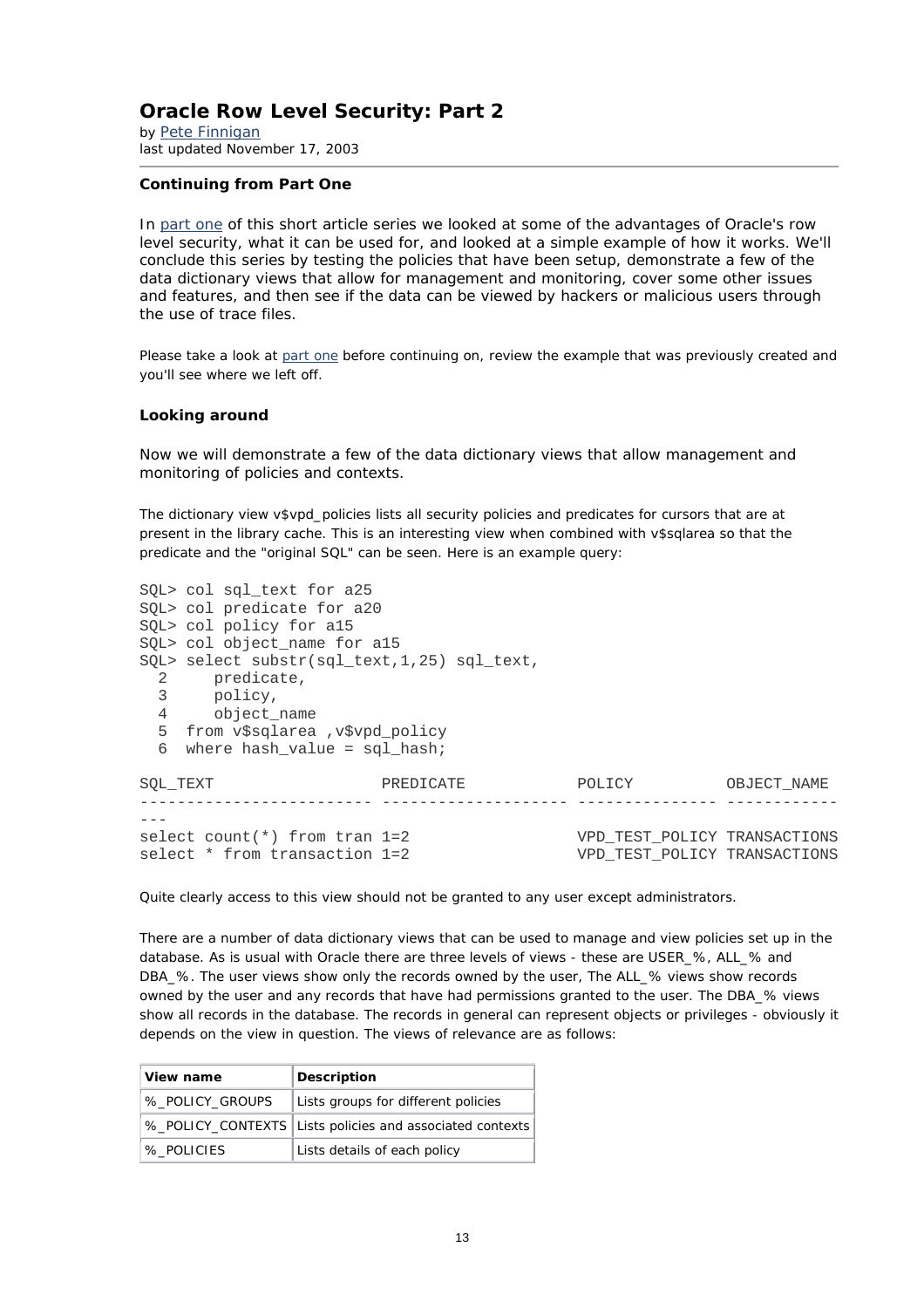# Oracle Row Level Security: Part 2

by Pete Finnigan
last updated November 17, 2003

### Continuing from Part One

In part one of this short article series we looked at some of the advantages of Oracle's row level security, what it can be used for, and looked at a simple example of how it works. We'll conclude this series by testing the policies that have been setup, demonstrate a few of the data dictionary views that allow for management and monitoring, cover some other issues and features, and then see if the data can be viewed by hackers or malicious users through the use of trace files.

Please take a look at part one before continuing on, review the example that was previously created and you'll see where we left off.

### Looking around

Now we will demonstrate a few of the data dictionary views that allow management and monitoring of policies and contexts.

The dictionary view v$vpd_policies lists all security policies and predicates for cursors that are at present in the library cache. This is an interesting view when combined with v$sqlarea so that the predicate and the "original SQL" can be seen. Here is an example query:

```
SQL> col sql_text for a25
SQL> col predicate for a20
SQL> col policy for a15
SQL> col object_name for a15
SQL> select substr(sql_text,1,25) sql_text,
  2     predicate,
  3     policy,
  4     object_name
  5  from v$sqlarea ,v$vpd_policy
  6  where hash_value = sql_hash;

SQL_TEXT                  PREDICATE            POLICY          OBJECT_NAME
------------------------- -------------------- --------------- ------------
---
select count(*) from tran 1=2                  VPD_TEST_POLICY TRANSACTIONS
select * from transaction 1=2                  VPD_TEST_POLICY TRANSACTIONS
```

Quite clearly access to this view should not be granted to any user except administrators.

There are a number of data dictionary views that can be used to manage and view policies set up in the database. As is usual with Oracle there are three levels of views - these are USER_%, ALL_% and DBA_%. The user views show only the records owned by the user, The ALL_% views show records owned by the user and any records that have had permissions granted to the user. The DBA_% views show all records in the database. The records in general can represent objects or privileges - obviously it depends on the view in question. The views of relevance are as follows:

| View name | Description |
|---|---|
| %_POLICY_GROUPS | Lists groups for different policies |
| %_POLICY_CONTEXTS | Lists policies and associated contexts |
| %_POLICIES | Lists details of each policy |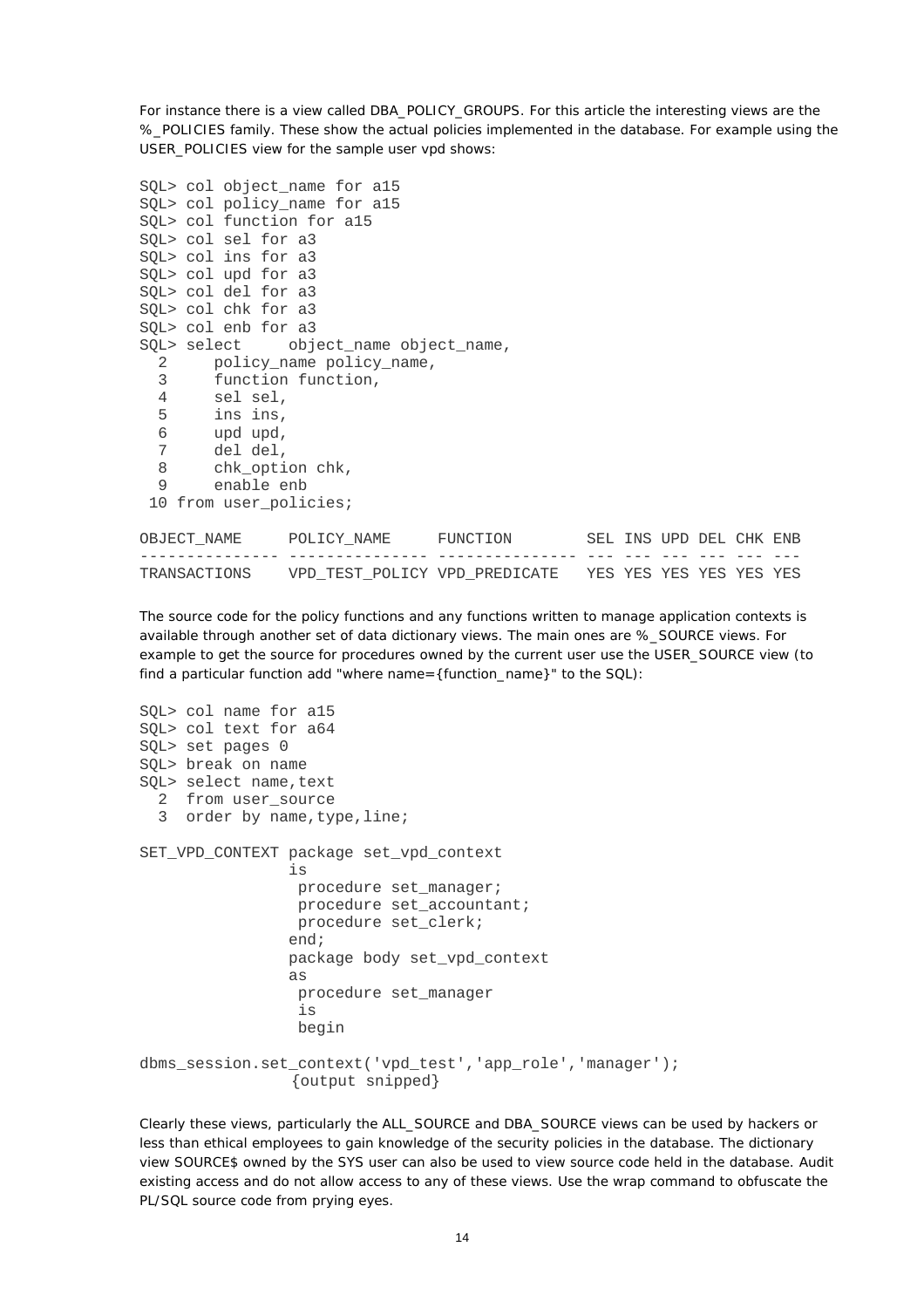For instance there is a view called DBA_POLICY_GROUPS. For this article the interesting views are the %_POLICIES family. These show the actual policies implemented in the database. For example using the USER_POLICIES view for the sample user vpd shows:

```
SQL> col object_name for a15
SQL> col policy_name for a15
SQL> col function for a15
SQL> col sel for a3
SQL> col ins for a3
SQL> col upd for a3
SQL> col del for a3
SQL> col chk for a3
SQL> col enb for a3
SQL> select     object_name object_name,
  2     policy_name policy_name,
  3     function function,
  4     sel sel,
  5     ins ins,
  6     upd upd,
  7     del del,
  8     chk_option chk,
  9     enable enb
 10 from user_policies;

OBJECT_NAME     POLICY_NAME     FUNCTION        SEL INS UPD DEL CHK ENB
--------------- --------------- --------------- --- --- --- --- --- ---
TRANSACTIONS    VPD_TEST_POLICY VPD_PREDICATE   YES YES YES YES YES YES
```

The source code for the policy functions and any functions written to manage application contexts is available through another set of data dictionary views. The main ones are %_SOURCE views. For example to get the source for procedures owned by the current user use the USER_SOURCE view (to find a particular function add "where name={function_name}" to the SQL):

```
SQL> col name for a15
SQL> col text for a64
SQL> set pages 0
SQL> break on name
SQL> select name,text
  2  from user_source
  3  order by name,type,line;

SET_VPD_CONTEXT package set_vpd_context
                is
                 procedure set_manager;
                 procedure set_accountant;
                 procedure set_clerk;
                end;
                package body set_vpd_context
                as
                 procedure set_manager
                 is
                 begin

dbms_session.set_context('vpd_test','app_role','manager');
                {output snipped}
```

Clearly these views, particularly the ALL_SOURCE and DBA_SOURCE views can be used by hackers or less than ethical employees to gain knowledge of the security policies in the database. The dictionary view SOURCE$ owned by the SYS user can also be used to view source code held in the database. Audit existing access and do not allow access to any of these views. Use the wrap command to obfuscate the PL/SQL source code from prying eyes.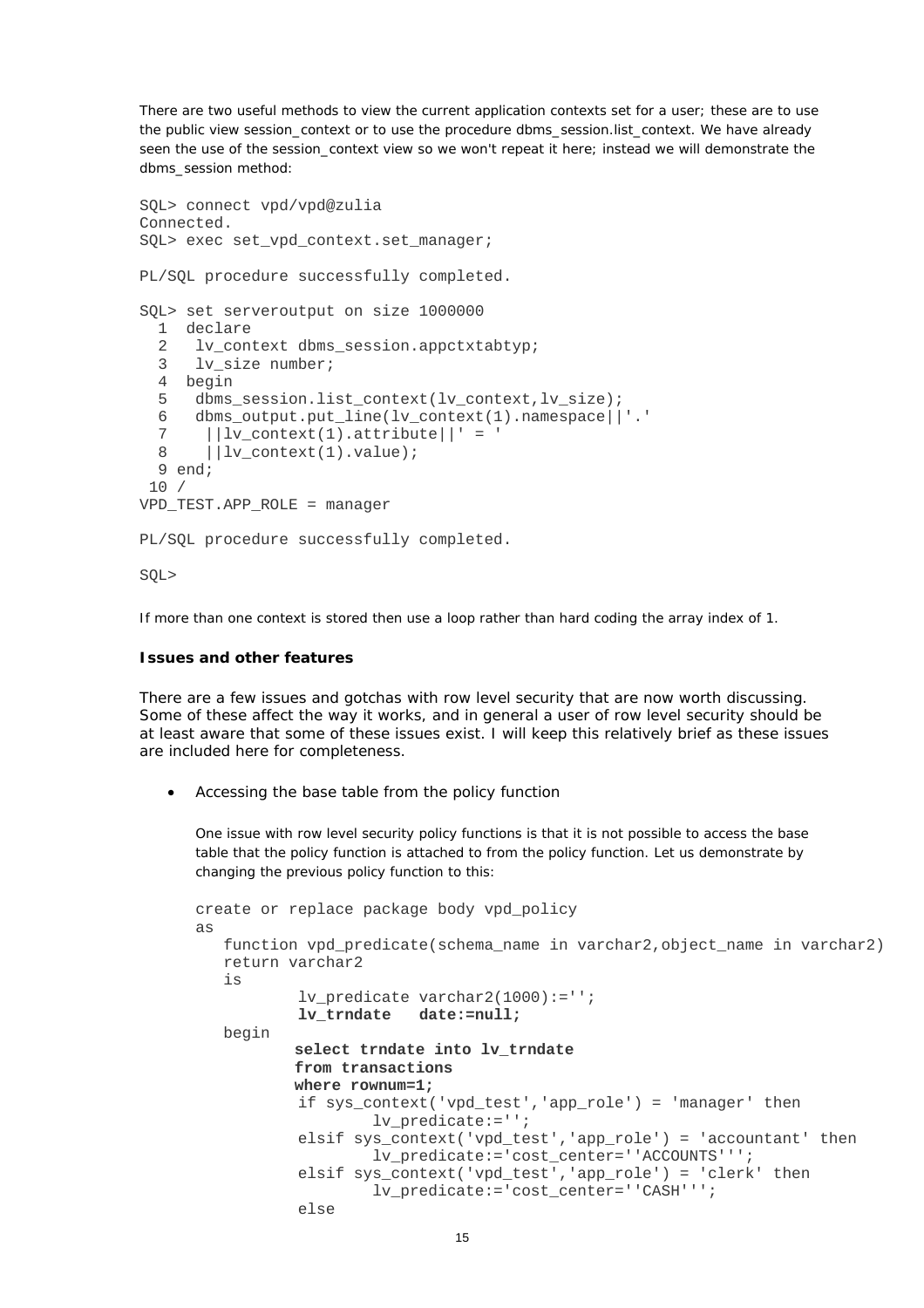There are two useful methods to view the current application contexts set for a user; these are to use the public view session_context or to use the procedure dbms_session.list_context. We have already seen the use of the session_context view so we won't repeat it here; instead we will demonstrate the dbms_session method:

```
SQL> connect vpd/vpd@zulia
Connected.
SQL> exec set_vpd_context.set_manager;

PL/SQL procedure successfully completed.

SQL> set serveroutput on size 1000000
  1  declare
  2   lv_context dbms_session.appctxtabtyp;
  3   lv_size number;
  4  begin
  5   dbms_session.list_context(lv_context,lv_size);
  6   dbms_output.put_line(lv_context(1).namespace||'.'
  7    ||lv_context(1).attribute||' = '
  8    ||lv_context(1).value);
  9 end;
 10 /
VPD_TEST.APP_ROLE = manager

PL/SQL procedure successfully completed.

SQL>
```

If more than one context is stored then use a loop rather than hard coding the array index of 1.

**Issues and other features**

There are a few issues and gotchas with row level security that are now worth discussing. Some of these affect the way it works, and in general a user of row level security should be at least aware that some of these issues exist. I will keep this relatively brief as these issues are included here for completeness.

- Accessing the base table from the policy function

  One issue with row level security policy functions is that it is not possible to access the base table that the policy function is attached to from the policy function. Let us demonstrate by changing the previous policy function to this:

```
create or replace package body vpd_policy
as
   function vpd_predicate(schema_name in varchar2,object_name in varchar2)
   return varchar2
   is
          lv_predicate varchar2(1000):='';
          lv_trndate   date:=null;
   begin
          select trndate into lv_trndate
          from transactions
          where rownum=1;
          if sys_context('vpd_test','app_role') = 'manager' then
                  lv_predicate:='';
          elsif sys_context('vpd_test','app_role') = 'accountant' then
                  lv_predicate:='cost_center=''ACCOUNTS''';
          elsif sys_context('vpd_test','app_role') = 'clerk' then
                  lv_predicate:='cost_center=''CASH''';
          else
```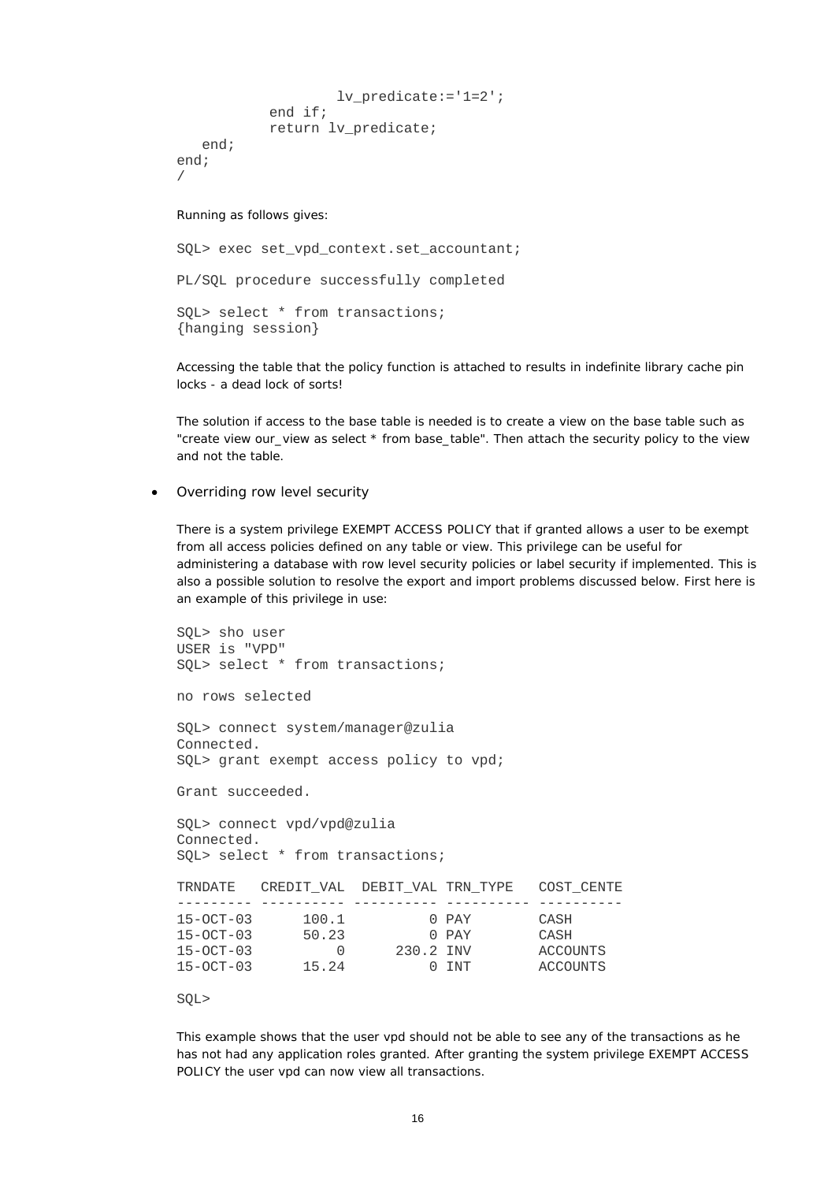```
                    lv_predicate:='1=2';
            end if;
            return lv_predicate;
    end;
end;
/
```

Running as follows gives:

```
SQL> exec set_vpd_context.set_accountant;

PL/SQL procedure successfully completed

SQL> select * from transactions;
{hanging session}
```

Accessing the table that the policy function is attached to results in indefinite library cache pin locks - a dead lock of sorts!

The solution if access to the base table is needed is to create a view on the base table such as "create view our_view as select * from base_table". Then attach the security policy to the view and not the table.

- Overriding row level security

There is a system privilege EXEMPT ACCESS POLICY that if granted allows a user to be exempt from all access policies defined on any table or view. This privilege can be useful for administering a database with row level security policies or label security if implemented. This is also a possible solution to resolve the export and import problems discussed below. First here is an example of this privilege in use:

```
SQL> sho user
USER is "VPD"
SQL> select * from transactions;

no rows selected

SQL> connect system/manager@zulia
Connected.
SQL> grant exempt access policy to vpd;

Grant succeeded.

SQL> connect vpd/vpd@zulia
Connected.
SQL> select * from transactions;

TRNDATE   CREDIT_VAL  DEBIT_VAL TRN_TYPE   COST_CENTE
--------- ---------- ---------- ---------- ----------
15-OCT-03      100.1          0 PAY        CASH
15-OCT-03      50.23          0 PAY        CASH
15-OCT-03          0      230.2 INV        ACCOUNTS
15-OCT-03      15.24          0 INT        ACCOUNTS

SQL>
```

This example shows that the user vpd should not be able to see any of the transactions as he has not had any application roles granted. After granting the system privilege EXEMPT ACCESS POLICY the user vpd can now view all transactions.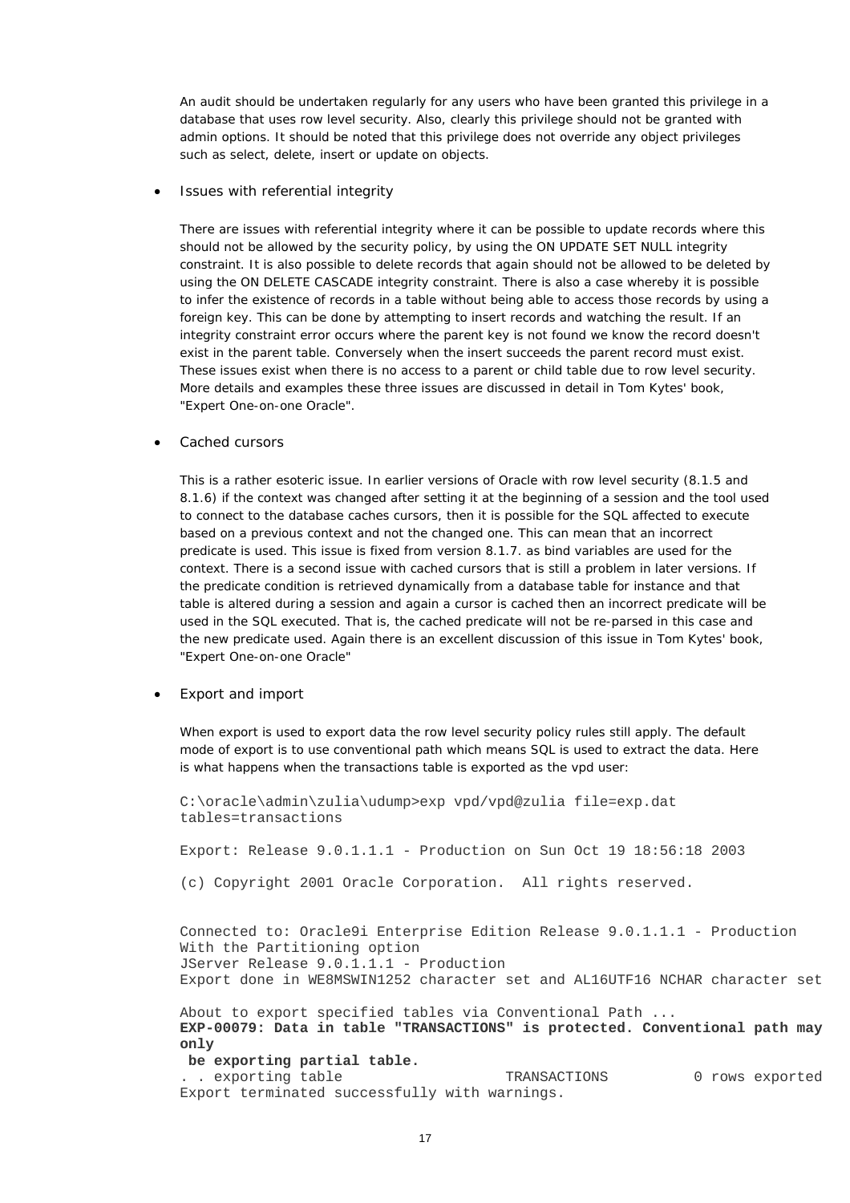An audit should be undertaken regularly for any users who have been granted this privilege in a database that uses row level security. Also, clearly this privilege should not be granted with admin options. It should be noted that this privilege does not override any object privileges such as select, delete, insert or update on objects.

- Issues with referential integrity

There are issues with referential integrity where it can be possible to update records where this should not be allowed by the security policy, by using the ON UPDATE SET NULL integrity constraint. It is also possible to delete records that again should not be allowed to be deleted by using the ON DELETE CASCADE integrity constraint. There is also a case whereby it is possible to infer the existence of records in a table without being able to access those records by using a foreign key. This can be done by attempting to insert records and watching the result. If an integrity constraint error occurs where the parent key is not found we know the record doesn't exist in the parent table. Conversely when the insert succeeds the parent record must exist. These issues exist when there is no access to a parent or child table due to row level security. More details and examples these three issues are discussed in detail in Tom Kytes' book, "Expert One-on-one Oracle".

- Cached cursors

This is a rather esoteric issue. In earlier versions of Oracle with row level security (8.1.5 and 8.1.6) if the context was changed after setting it at the beginning of a session and the tool used to connect to the database caches cursors, then it is possible for the SQL affected to execute based on a previous context and not the changed one. This can mean that an incorrect predicate is used. This issue is fixed from version 8.1.7. as bind variables are used for the context. There is a second issue with cached cursors that is still a problem in later versions. If the predicate condition is retrieved dynamically from a database table for instance and that table is altered during a session and again a cursor is cached then an incorrect predicate will be used in the SQL executed. That is, the cached predicate will not be re-parsed in this case and the new predicate used. Again there is an excellent discussion of this issue in Tom Kytes' book, "Expert One-on-one Oracle"

- Export and import

When export is used to export data the row level security policy rules still apply. The default mode of export is to use conventional path which means SQL is used to extract the data. Here is what happens when the transactions table is exported as the vpd user:

```
C:\oracle\admin\zulia\udump>exp vpd/vpd@zulia file=exp.dat
tables=transactions

Export: Release 9.0.1.1.1 - Production on Sun Oct 19 18:56:18 2003

(c) Copyright 2001 Oracle Corporation.  All rights reserved.


Connected to: Oracle9i Enterprise Edition Release 9.0.1.1.1 - Production
With the Partitioning option
JServer Release 9.0.1.1.1 - Production
Export done in WE8MSWIN1252 character set and AL16UTF16 NCHAR character set

About to export specified tables via Conventional Path ...
EXP-00079: Data in table "TRANSACTIONS" is protected. Conventional path may
only
 be exporting partial table.
. . exporting table                   TRANSACTIONS          0 rows exported
Export terminated successfully with warnings.
```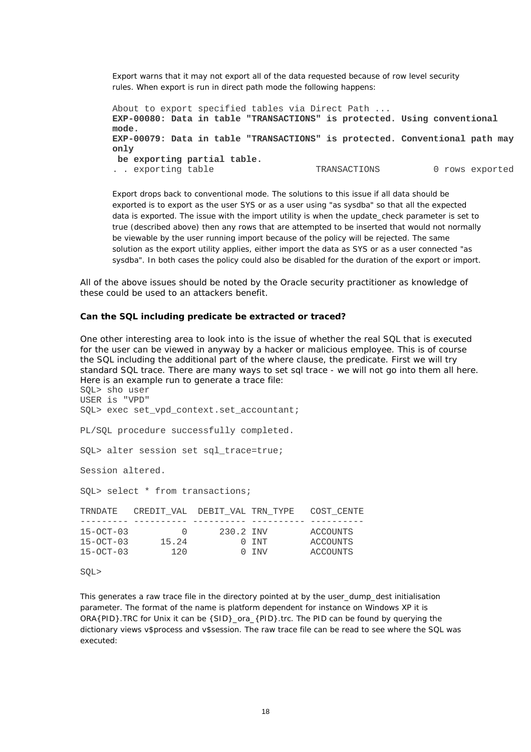Export warns that it may not export all of the data requested because of row level security rules. When export is run in direct path mode the following happens:

```
About to export specified tables via Direct Path ...
EXP-00080: Data in table "TRANSACTIONS" is protected. Using conventional
mode.
EXP-00079: Data in table "TRANSACTIONS" is protected. Conventional path may
only
 be exporting partial table.
. . exporting table                  TRANSACTIONS          0 rows exported
```

Export drops back to conventional mode. The solutions to this issue if all data should be exported is to export as the user SYS or as a user using "as sysdba" so that all the expected data is exported. The issue with the import utility is when the update_check parameter is set to true (described above) then any rows that are attempted to be inserted that would not normally be viewable by the user running import because of the policy will be rejected. The same solution as the export utility applies, either import the data as SYS or as a user connected "as sysdba". In both cases the policy could also be disabled for the duration of the export or import.

All of the above issues should be noted by the Oracle security practitioner as knowledge of these could be used to an attackers benefit.

**Can the SQL including predicate be extracted or traced?**

One other interesting area to look into is the issue of whether the real SQL that is executed for the user can be viewed in anyway by a hacker or malicious employee. This is of course the SQL including the additional part of the where clause, the predicate. First we will try standard SQL trace. There are many ways to set sql trace - we will not go into them all here. Here is an example run to generate a trace file:

```
SQL> sho user
USER is "VPD"
SQL> exec set_vpd_context.set_accountant;

PL/SQL procedure successfully completed.

SQL> alter session set sql_trace=true;

Session altered.

SQL> select * from transactions;

TRNDATE   CREDIT_VAL  DEBIT_VAL TRN_TYPE   COST_CENTE
--------- ---------- ---------- ---------- ----------
15-OCT-03          0      230.2 INV        ACCOUNTS
15-OCT-03      15.24          0 INT        ACCOUNTS
15-OCT-03        120          0 INV        ACCOUNTS

SQL>
```

This generates a raw trace file in the directory pointed at by the user_dump_dest initialisation parameter. The format of the name is platform dependent for instance on Windows XP it is ORA{PID}.TRC for Unix it can be {SID}_ora_{PID}.trc. The PID can be found by querying the dictionary views v$process and v$session. The raw trace file can be read to see where the SQL was executed: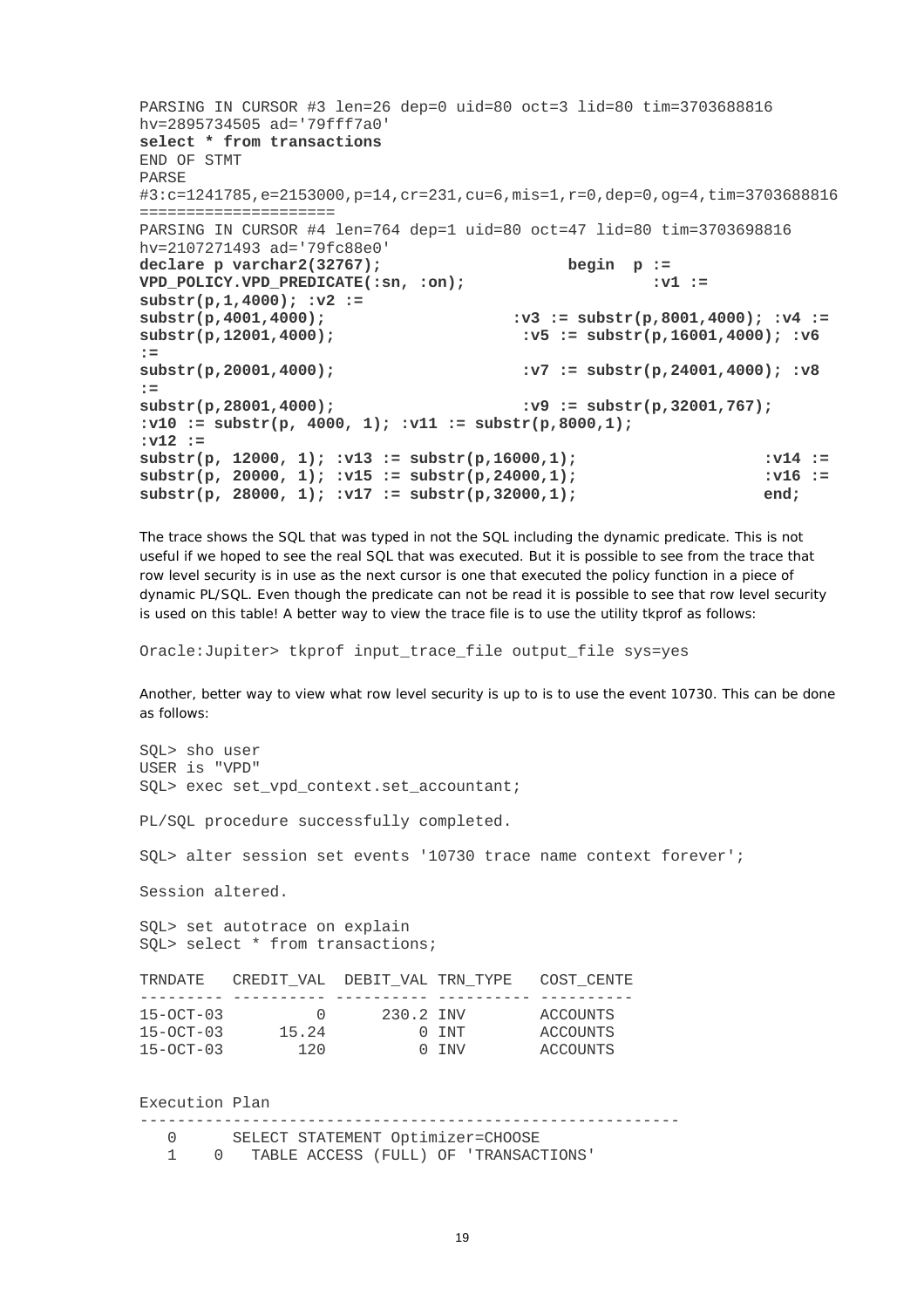```
PARSING IN CURSOR #3 len=26 dep=0 uid=80 oct=3 lid=80 tim=3703688816
hv=2895734505 ad='79fff7a0'
select * from transactions
END OF STMT
PARSE
#3:c=1241785,e=2153000,p=14,cr=231,cu=6,mis=1,r=0,dep=0,og=4,tim=3703688816
=====================
PARSING IN CURSOR #4 len=764 dep=1 uid=80 oct=47 lid=80 tim=3703698816
hv=2107271493 ad='79fc88e0'
declare p varchar2(32767);                    begin  p :=
VPD_POLICY.VPD_PREDICATE(:sn, :on);                     :v1 :=
substr(p,1,4000); :v2 :=
substr(p,4001,4000);                     :v3 := substr(p,8001,4000); :v4 :=
substr(p,12001,4000);                     :v5 := substr(p,16001,4000); :v6
:=
substr(p,20001,4000);                     :v7 := substr(p,24001,4000); :v8
:=
substr(p,28001,4000);                     :v9 := substr(p,32001,767);
:v10 := substr(p, 4000, 1); :v11 := substr(p,8000,1);
:v12 :=
substr(p, 12000, 1); :v13 := substr(p,16000,1);                    :v14 :=
substr(p, 20000, 1); :v15 := substr(p,24000,1);                    :v16 :=
substr(p, 28000, 1); :v17 := substr(p,32000,1);                    end;
```

The trace shows the SQL that was typed in not the SQL including the dynamic predicate. This is not useful if we hoped to see the real SQL that was executed. But it is possible to see from the trace that row level security is in use as the next cursor is one that executed the policy function in a piece of dynamic PL/SQL. Even though the predicate can not be read it is possible to see that row level security is used on this table! A better way to view the trace file is to use the utility tkprof as follows:

```
Oracle:Jupiter> tkprof input_trace_file output_file sys=yes
```

Another, better way to view what row level security is up to is to use the event 10730. This can be done as follows:

```
SQL> sho user
USER is "VPD"
SQL> exec set_vpd_context.set_accountant;

PL/SQL procedure successfully completed.

SQL> alter session set events '10730 trace name context forever';

Session altered.

SQL> set autotrace on explain
SQL> select * from transactions;

TRNDATE   CREDIT_VAL  DEBIT_VAL TRN_TYPE   COST_CENTE
--------- ---------- ---------- ---------- ----------
15-OCT-03          0      230.2 INV        ACCOUNTS
15-OCT-03      15.24          0 INT        ACCOUNTS
15-OCT-03        120          0 INV        ACCOUNTS


Execution Plan
----------------------------------------------------------
   0      SELECT STATEMENT Optimizer=CHOOSE
   1    0   TABLE ACCESS (FULL) OF 'TRANSACTIONS'
```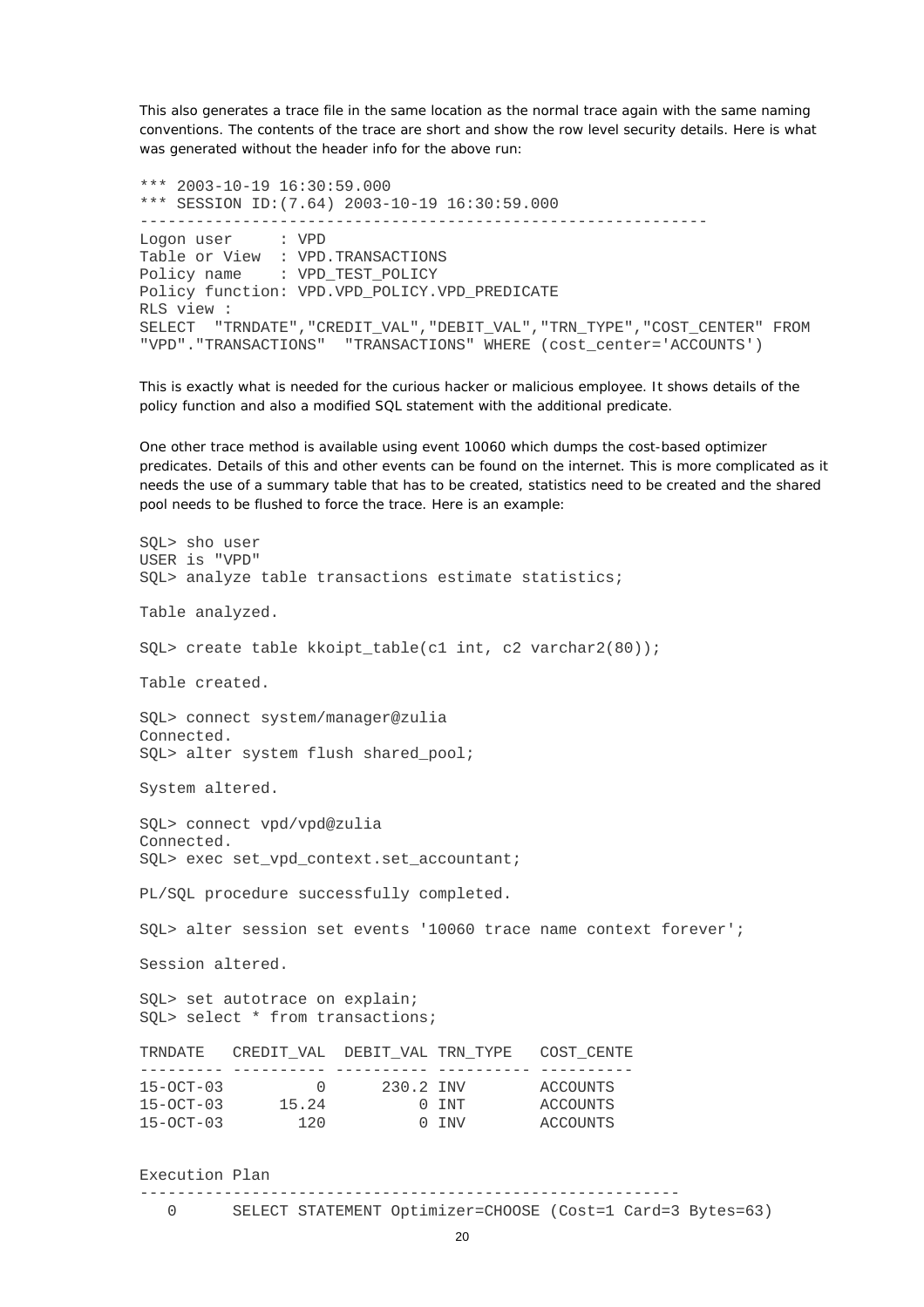This also generates a trace file in the same location as the normal trace again with the same naming conventions. The contents of the trace are short and show the row level security details. Here is what was generated without the header info for the above run:

```
*** 2003-10-19 16:30:59.000
*** SESSION ID:(7.64) 2003-10-19 16:30:59.000
-------------------------------------------------------------
Logon user     : VPD
Table or View  : VPD.TRANSACTIONS
Policy name    : VPD_TEST_POLICY
Policy function: VPD.VPD_POLICY.VPD_PREDICATE
RLS view :
SELECT  "TRNDATE","CREDIT_VAL","DEBIT_VAL","TRN_TYPE","COST_CENTER" FROM
"VPD"."TRANSACTIONS"  "TRANSACTIONS" WHERE (cost_center='ACCOUNTS')
```

This is exactly what is needed for the curious hacker or malicious employee. It shows details of the policy function and also a modified SQL statement with the additional predicate.

One other trace method is available using event 10060 which dumps the cost-based optimizer predicates. Details of this and other events can be found on the internet. This is more complicated as it needs the use of a summary table that has to be created, statistics need to be created and the shared pool needs to be flushed to force the trace. Here is an example:

```
SQL> sho user
USER is "VPD"
SQL> analyze table transactions estimate statistics;

Table analyzed.

SQL> create table kkoipt_table(c1 int, c2 varchar2(80));

Table created.

SQL> connect system/manager@zulia
Connected.
SQL> alter system flush shared_pool;

System altered.

SQL> connect vpd/vpd@zulia
Connected.
SQL> exec set_vpd_context.set_accountant;

PL/SQL procedure successfully completed.

SQL> alter session set events '10060 trace name context forever';

Session altered.

SQL> set autotrace on explain;
SQL> select * from transactions;

TRNDATE   CREDIT_VAL  DEBIT_VAL TRN_TYPE   COST_CENTE
--------- ---------- ---------- ---------- ----------
15-OCT-03          0      230.2 INV        ACCOUNTS
15-OCT-03      15.24          0 INT        ACCOUNTS
15-OCT-03        120          0 INV        ACCOUNTS


Execution Plan
----------------------------------------------------------
   0      SELECT STATEMENT Optimizer=CHOOSE (Cost=1 Card=3 Bytes=63)
```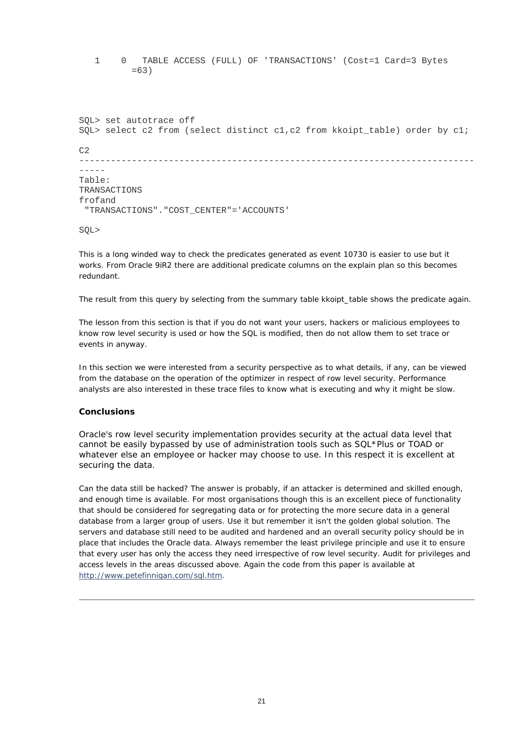```
   1    0   TABLE ACCESS (FULL) OF 'TRANSACTIONS' (Cost=1 Card=3 Bytes
          =63)



SQL> set autotrace off
SQL> select c2 from (select distinct c1,c2 from kkoipt_table) order by c1;

C2
-------------------------------------------------------------------------
-----
Table:
TRANSACTIONS
frofand
 "TRANSACTIONS"."COST_CENTER"='ACCOUNTS'

SQL>
```

This is a long winded way to check the predicates generated as event 10730 is easier to use but it works. From Oracle 9iR2 there are additional predicate columns on the explain plan so this becomes redundant.

The result from this query by selecting from the summary table kkoipt_table shows the predicate again.

The lesson from this section is that if you do not want your users, hackers or malicious employees to know row level security is used or how the SQL is modified, then do not allow them to set trace or events in anyway.

In this section we were interested from a security perspective as to what details, if any, can be viewed from the database on the operation of the optimizer in respect of row level security. Performance analysts are also interested in these trace files to know what is executing and why it might be slow.

**Conclusions**

Oracle's row level security implementation provides security at the actual data level that cannot be easily bypassed by use of administration tools such as SQL*Plus or TOAD or whatever else an employee or hacker may choose to use. In this respect it is excellent at securing the data.

Can the data still be hacked? The answer is probably, if an attacker is determined and skilled enough, and enough time is available. For most organisations though this is an excellent piece of functionality that should be considered for segregating data or for protecting the more secure data in a general database from a larger group of users. Use it but remember it isn't the golden global solution. The servers and database still need to be audited and hardened and an overall security policy should be in place that includes the Oracle data. Always remember the least privilege principle and use it to ensure that every user has only the access they need irrespective of row level security. Audit for privileges and access levels in the areas discussed above. Again the code from this paper is available at [http://www.petefinnigan.com/sql.htm](http://www.petefinnigan.com/sql.htm).

---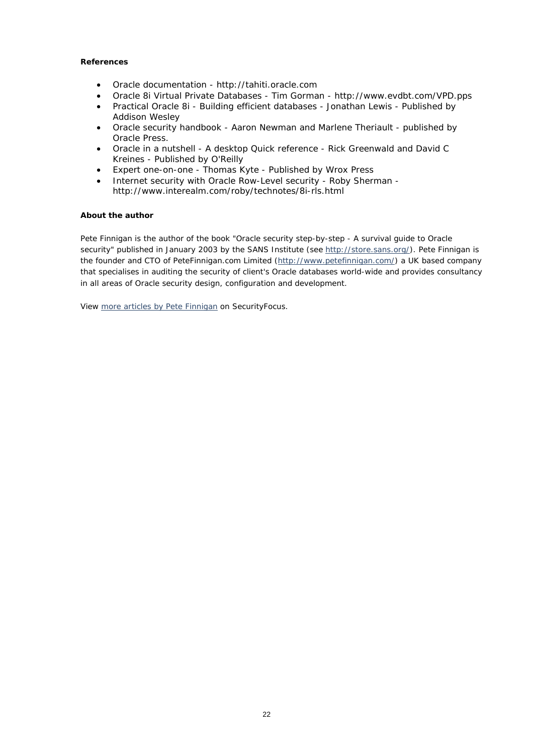**References**

- Oracle documentation - http://tahiti.oracle.com
- Oracle 8i Virtual Private Databases - Tim Gorman - http://www.evdbt.com/VPD.pps
- Practical Oracle 8i - Building efficient databases - Jonathan Lewis - Published by Addison Wesley
- Oracle security handbook - Aaron Newman and Marlene Theriault - published by Oracle Press.
- Oracle in a nutshell - A desktop Quick reference - Rick Greenwald and David C Kreines - Published by O'Reilly
- Expert one-on-one - Thomas Kyte - Published by Wrox Press
- Internet security with Oracle Row-Level security - Roby Sherman - http://www.interealm.com/roby/technotes/8i-rls.html

**About the author**

Pete Finnigan is the author of the book "Oracle security step-by-step - A survival guide to Oracle security" published in January 2003 by the SANS Institute (see http://store.sans.org/). Pete Finnigan is the founder and CTO of PeteFinnigan.com Limited (http://www.petefinnigan.com/) a UK based company that specialises in auditing the security of client's Oracle databases world-wide and provides consultancy in all areas of Oracle security design, configuration and development.

View more articles by Pete Finnigan on SecurityFocus.